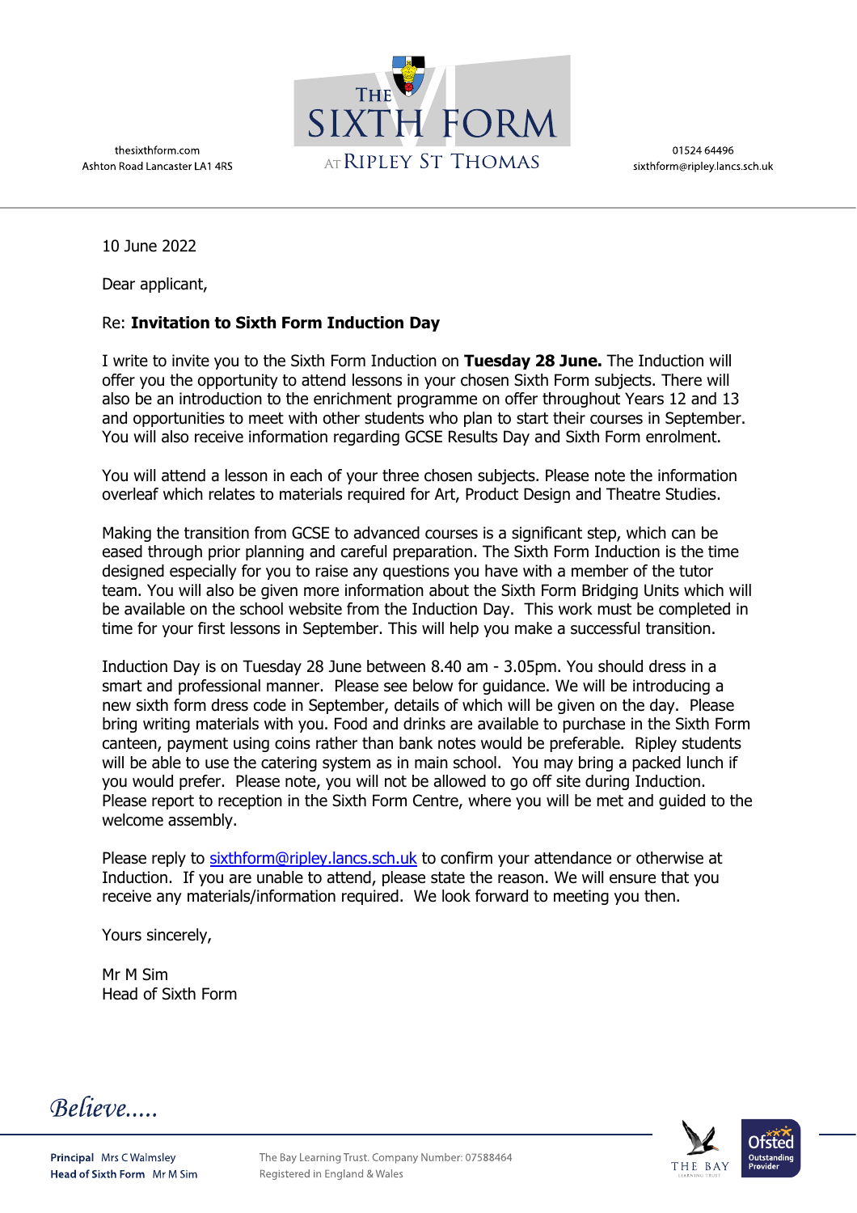thesixthform.com
Ashton Road Lancaster LA1 4RS

THE SIXTH FORM AT RIPLEY ST THOMAS

01524 64496
sixthform@ripley.lancs.sch.uk

10 June 2022

Dear applicant,

Re: **Invitation to Sixth Form Induction Day**

I write to invite you to the Sixth Form Induction on **Tuesday 28 June.** The Induction will offer you the opportunity to attend lessons in your chosen Sixth Form subjects. There will also be an introduction to the enrichment programme on offer throughout Years 12 and 13 and opportunities to meet with other students who plan to start their courses in September. You will also receive information regarding GCSE Results Day and Sixth Form enrolment.

You will attend a lesson in each of your three chosen subjects. Please note the information overleaf which relates to materials required for Art, Product Design and Theatre Studies.

Making the transition from GCSE to advanced courses is a significant step, which can be eased through prior planning and careful preparation. The Sixth Form Induction is the time designed especially for you to raise any questions you have with a member of the tutor team. You will also be given more information about the Sixth Form Bridging Units which will be available on the school website from the Induction Day. This work must be completed in time for your first lessons in September. This will help you make a successful transition.

Induction Day is on Tuesday 28 June between 8.40 am - 3.05pm. You should dress in a smart and professional manner. Please see below for guidance. We will be introducing a new sixth form dress code in September, details of which will be given on the day. Please bring writing materials with you. Food and drinks are available to purchase in the Sixth Form canteen, payment using coins rather than bank notes would be preferable. Ripley students will be able to use the catering system as in main school. You may bring a packed lunch if you would prefer. Please note, you will not be allowed to go off site during Induction. Please report to reception in the Sixth Form Centre, where you will be met and guided to the welcome assembly.

Please reply to sixthform@ripley.lancs.sch.uk to confirm your attendance or otherwise at Induction. If you are unable to attend, please state the reason. We will ensure that you receive any materials/information required. We look forward to meeting you then.

Yours sincerely,

Mr M Sim
Head of Sixth Form

*Believe.....*

**Principal** Mrs C Walmsley
**Head of Sixth Form** Mr M Sim

The Bay Learning Trust. Company Number: 07588464
Registered in England & Wales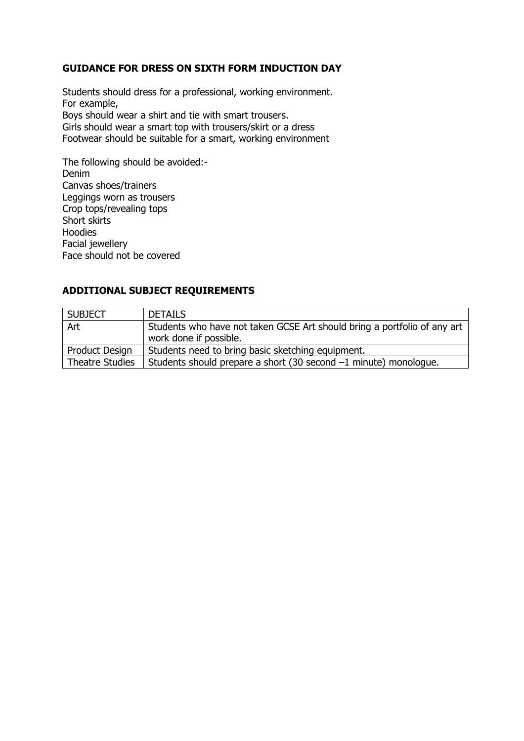## GUIDANCE FOR DRESS ON SIXTH FORM INDUCTION DAY

Students should dress for a professional, working environment.
For example,
Boys should wear a shirt and tie with smart trousers.
Girls should wear a smart top with trousers/skirt or a dress
Footwear should be suitable for a smart, working environment

The following should be avoided:-
Denim
Canvas shoes/trainers
Leggings worn as trousers
Crop tops/revealing tops
Short skirts
Hoodies
Facial jewellery
Face should not be covered

## ADDITIONAL SUBJECT REQUIREMENTS

| SUBJECT | DETAILS |
|---|---|
| Art | Students who have not taken GCSE Art should bring a portfolio of any art work done if possible. |
| Product Design | Students need to bring basic sketching equipment. |
| Theatre Studies | Students should prepare a short (30 second –1 minute) monologue. |